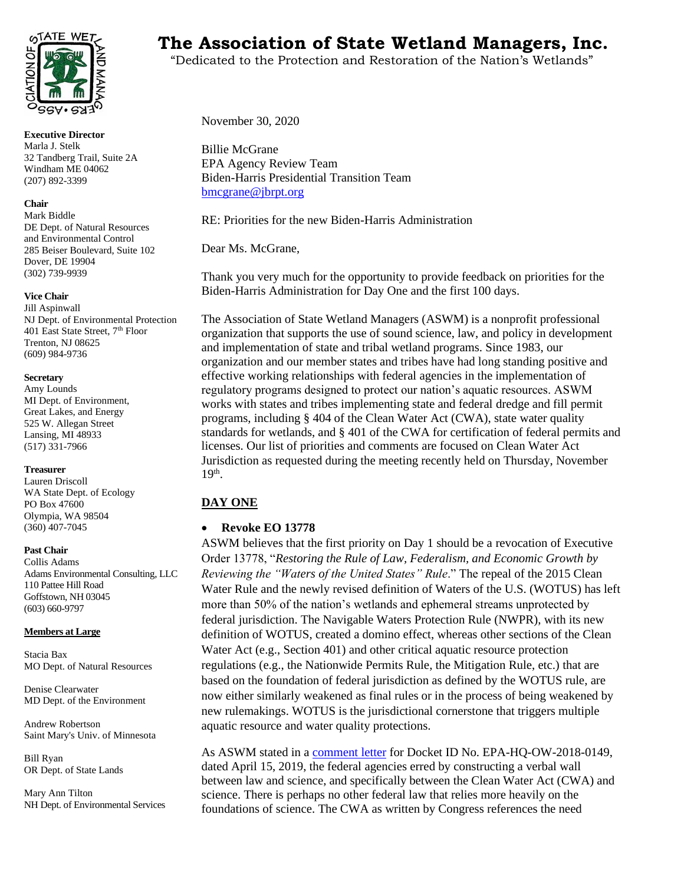# The Association of State Wetland Managers, Inc.

"Dedicated to the Protection and Restoration of the Nation's Wetlands"

**Executive Director**
Marla J. Stelk
32 Tandberg Trail, Suite 2A
Windham ME 04062
(207) 892-3399

**Chair**
Mark Biddle
DE Dept. of Natural Resources
and Environmental Control
285 Beiser Boulevard, Suite 102
Dover, DE 19904
(302) 739-9939

**Vice Chair**
Jill Aspinwall
NJ Dept. of Environmental Protection
401 East State Street, 7th Floor
Trenton, NJ 08625
(609) 984-9736

**Secretary**
Amy Lounds
MI Dept. of Environment,
Great Lakes, and Energy
525 W. Allegan Street
Lansing, MI 48933
(517) 331-7966

**Treasurer**
Lauren Driscoll
WA State Dept. of Ecology
PO Box 47600
Olympia, WA 98504
(360) 407-7045

**Past Chair**
Collis Adams
Adams Environmental Consulting, LLC
110 Pattee Hill Road
Goffstown, NH 03045
(603) 660-9797

**Members at Large**

Stacia Bax
MO Dept. of Natural Resources

Denise Clearwater
MD Dept. of the Environment

Andrew Robertson
Saint Mary's Univ. of Minnesota

Bill Ryan
OR Dept. of State Lands

Mary Ann Tilton
NH Dept. of Environmental Services

---

November 30, 2020

Billie McGrane
EPA Agency Review Team
Biden-Harris Presidential Transition Team
bmcgrane@jbrpt.org

RE: Priorities for the new Biden-Harris Administration

Dear Ms. McGrane,

Thank you very much for the opportunity to provide feedback on priorities for the Biden-Harris Administration for Day One and the first 100 days.

The Association of State Wetland Managers (ASWM) is a nonprofit professional organization that supports the use of sound science, law, and policy in development and implementation of state and tribal wetland programs. Since 1983, our organization and our member states and tribes have had long standing positive and effective working relationships with federal agencies in the implementation of regulatory programs designed to protect our nation's aquatic resources. ASWM works with states and tribes implementing state and federal dredge and fill permit programs, including § 404 of the Clean Water Act (CWA), state water quality standards for wetlands, and § 401 of the CWA for certification of federal permits and licenses. Our list of priorities and comments are focused on Clean Water Act Jurisdiction as requested during the meeting recently held on Thursday, November 19th.

## DAY ONE

- **Revoke EO 13778**

ASWM believes that the first priority on Day 1 should be a revocation of Executive Order 13778, "*Restoring the Rule of Law, Federalism, and Economic Growth by Reviewing the "Waters of the United States" Rule*." The repeal of the 2015 Clean Water Rule and the newly revised definition of Waters of the U.S. (WOTUS) has left more than 50% of the nation's wetlands and ephemeral streams unprotected by federal jurisdiction. The Navigable Waters Protection Rule (NWPR), with its new definition of WOTUS, created a domino effect, whereas other sections of the Clean Water Act (e.g., Section 401) and other critical aquatic resource protection regulations (e.g., the Nationwide Permits Rule, the Mitigation Rule, etc.) that are based on the foundation of federal jurisdiction as defined by the WOTUS rule, are now either similarly weakened as final rules or in the process of being weakened by new rulemakings. WOTUS is the jurisdictional cornerstone that triggers multiple aquatic resource and water quality protections.

As ASWM stated in a comment letter for Docket ID No. EPA-HQ-OW-2018-0149, dated April 15, 2019, the federal agencies erred by constructing a verbal wall between law and science, and specifically between the Clean Water Act (CWA) and science. There is perhaps no other federal law that relies more heavily on the foundations of science. The CWA as written by Congress references the need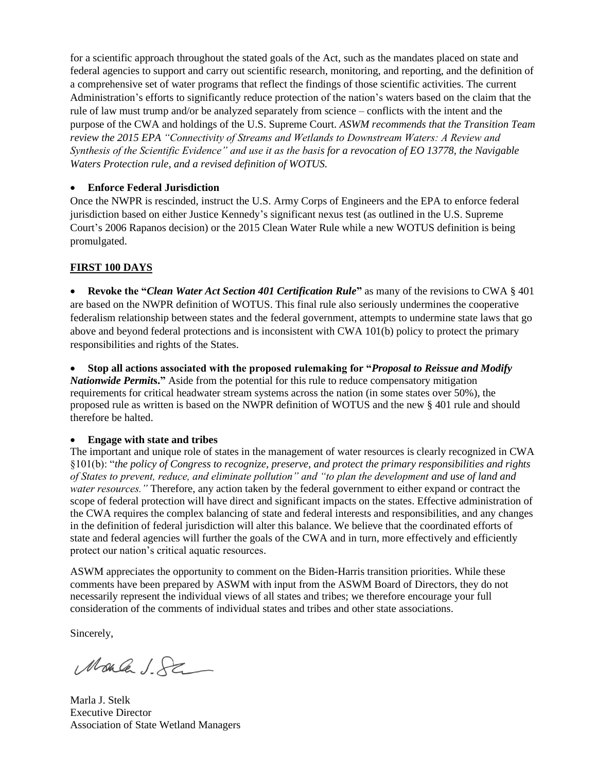for a scientific approach throughout the stated goals of the Act, such as the mandates placed on state and federal agencies to support and carry out scientific research, monitoring, and reporting, and the definition of a comprehensive set of water programs that reflect the findings of those scientific activities. The current Administration's efforts to significantly reduce protection of the nation's waters based on the claim that the rule of law must trump and/or be analyzed separately from science – conflicts with the intent and the purpose of the CWA and holdings of the U.S. Supreme Court. *ASWM recommends that the Transition Team review the 2015 EPA "Connectivity of Streams and Wetlands to Downstream Waters: A Review and Synthesis of the Scientific Evidence" and use it as the basis for a revocation of EO 13778, the Navigable Waters Protection rule, and a revised definition of WOTUS.*

- **Enforce Federal Jurisdiction**

Once the NWPR is rescinded, instruct the U.S. Army Corps of Engineers and the EPA to enforce federal jurisdiction based on either Justice Kennedy's significant nexus test (as outlined in the U.S. Supreme Court's 2006 Rapanos decision) or the 2015 Clean Water Rule while a new WOTUS definition is being promulgated.

**FIRST 100 DAYS**

- **Revoke the "*Clean Water Act Section 401 Certification Rule*"** as many of the revisions to CWA § 401 are based on the NWPR definition of WOTUS. This final rule also seriously undermines the cooperative federalism relationship between states and the federal government, attempts to undermine state laws that go above and beyond federal protections and is inconsistent with CWA 101(b) policy to protect the primary responsibilities and rights of the States.

- **Stop all actions associated with the proposed rulemaking for "*Proposal to Reissue and Modify Nationwide Permits*."** Aside from the potential for this rule to reduce compensatory mitigation requirements for critical headwater stream systems across the nation (in some states over 50%), the proposed rule as written is based on the NWPR definition of WOTUS and the new § 401 rule and should therefore be halted.

- **Engage with state and tribes**

The important and unique role of states in the management of water resources is clearly recognized in CWA §101(b): "*the policy of Congress to recognize, preserve, and protect the primary responsibilities and rights of States to prevent, reduce, and eliminate pollution" and "to plan the development and use of land and water resources."* Therefore, any action taken by the federal government to either expand or contract the scope of federal protection will have direct and significant impacts on the states. Effective administration of the CWA requires the complex balancing of state and federal interests and responsibilities, and any changes in the definition of federal jurisdiction will alter this balance. We believe that the coordinated efforts of state and federal agencies will further the goals of the CWA and in turn, more effectively and efficiently protect our nation's critical aquatic resources.

ASWM appreciates the opportunity to comment on the Biden-Harris transition priorities. While these comments have been prepared by ASWM with input from the ASWM Board of Directors, they do not necessarily represent the individual views of all states and tribes; we therefore encourage your full consideration of the comments of individual states and tribes and other state associations.

Sincerely,

Marla J. Stelk
Executive Director
Association of State Wetland Managers